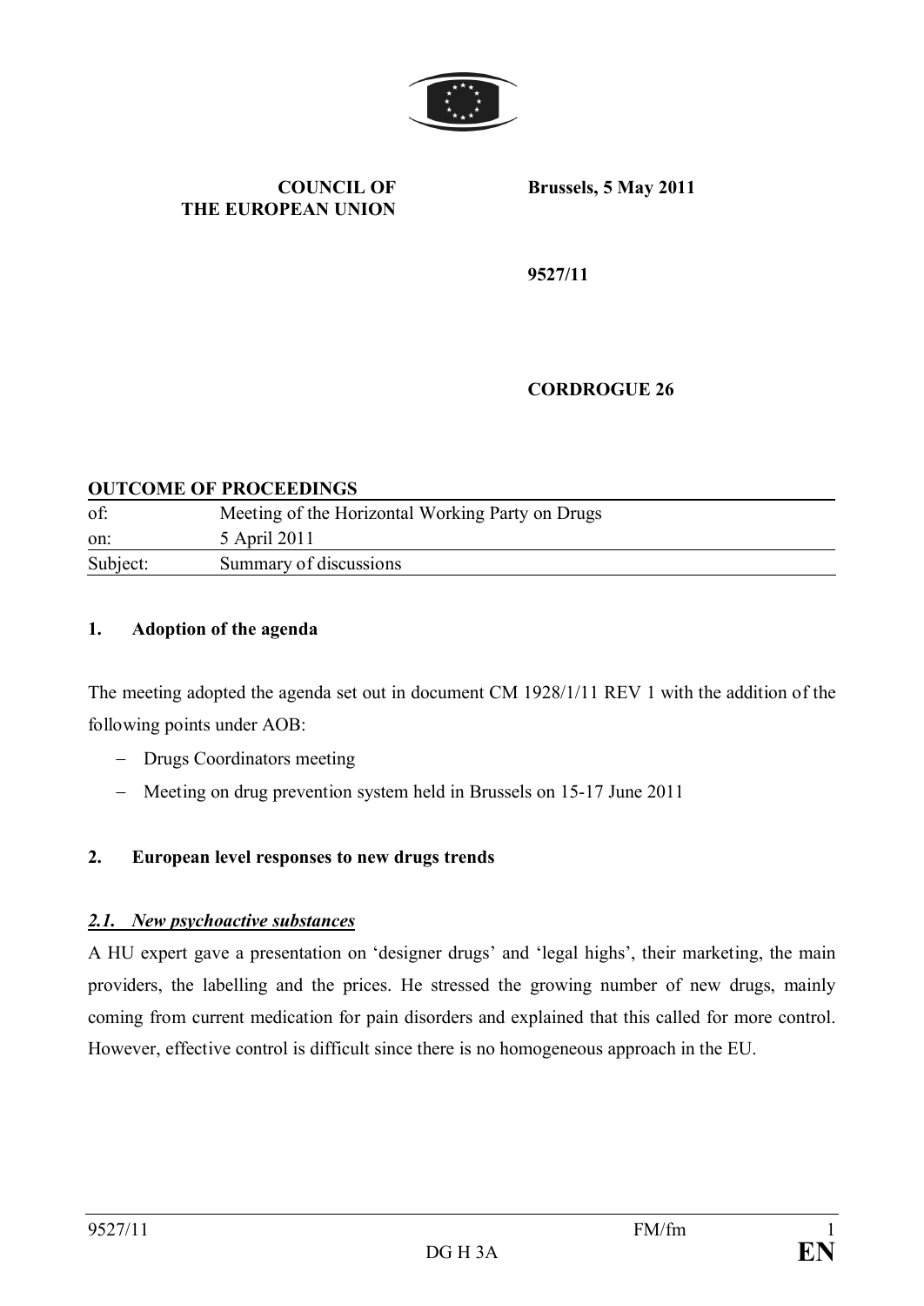**COUNCIL OF THE EUROPEAN UNION**

**Brussels, 5 May 2011**

**9527/11**

**CORDROGUE 26**

**OUTCOME OF PROCEEDINGS**

| of: | Meeting of the Horizontal Working Party on Drugs |
|---|---|
| on: | 5 April 2011 |
| Subject: | Summary of discussions |

## 1. Adoption of the agenda

The meeting adopted the agenda set out in document CM 1928/1/11 REV 1 with the addition of the following points under AOB:

- Drugs Coordinators meeting
- Meeting on drug prevention system held in Brussels on 15-17 June 2011

## 2. European level responses to new drugs trends

### *2.1. New psychoactive substances*

A HU expert gave a presentation on 'designer drugs' and 'legal highs', their marketing, the main providers, the labelling and the prices. He stressed the growing number of new drugs, mainly coming from current medication for pain disorders and explained that this called for more control. However, effective control is difficult since there is no homogeneous approach in the EU.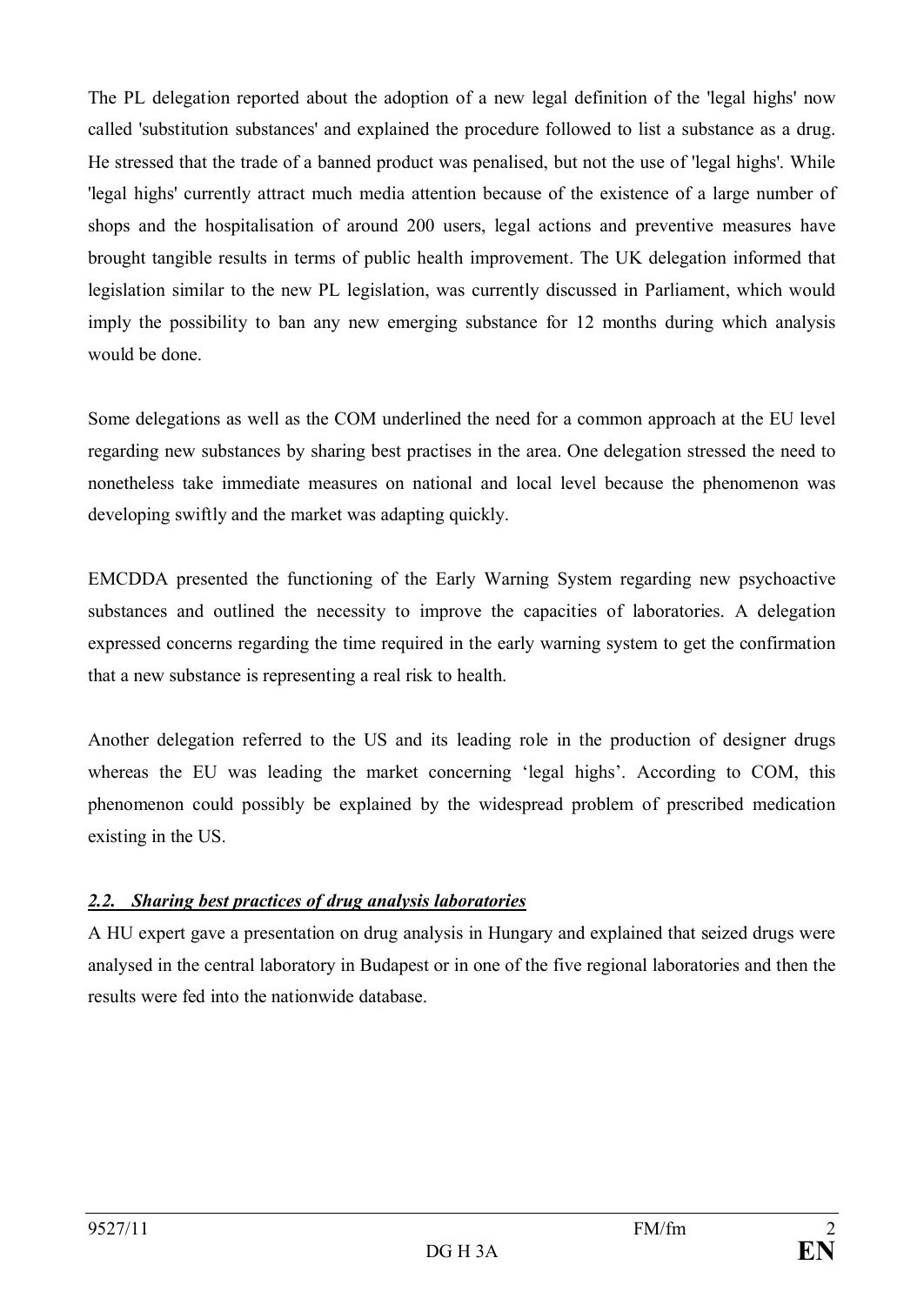The PL delegation reported about the adoption of a new legal definition of the 'legal highs' now called 'substitution substances' and explained the procedure followed to list a substance as a drug. He stressed that the trade of a banned product was penalised, but not the use of 'legal highs'. While 'legal highs' currently attract much media attention because of the existence of a large number of shops and the hospitalisation of around 200 users, legal actions and preventive measures have brought tangible results in terms of public health improvement. The UK delegation informed that legislation similar to the new PL legislation, was currently discussed in Parliament, which would imply the possibility to ban any new emerging substance for 12 months during which analysis would be done.

Some delegations as well as the COM underlined the need for a common approach at the EU level regarding new substances by sharing best practises in the area. One delegation stressed the need to nonetheless take immediate measures on national and local level because the phenomenon was developing swiftly and the market was adapting quickly.

EMCDDA presented the functioning of the Early Warning System regarding new psychoactive substances and outlined the necessity to improve the capacities of laboratories. A delegation expressed concerns regarding the time required in the early warning system to get the confirmation that a new substance is representing a real risk to health.

Another delegation referred to the US and its leading role in the production of designer drugs whereas the EU was leading the market concerning 'legal highs'. According to COM, this phenomenon could possibly be explained by the widespread problem of prescribed medication existing in the US.

### ***2.2. Sharing best practices of drug analysis laboratories***

A HU expert gave a presentation on drug analysis in Hungary and explained that seized drugs were analysed in the central laboratory in Budapest or in one of the five regional laboratories and then the results were fed into the nationwide database.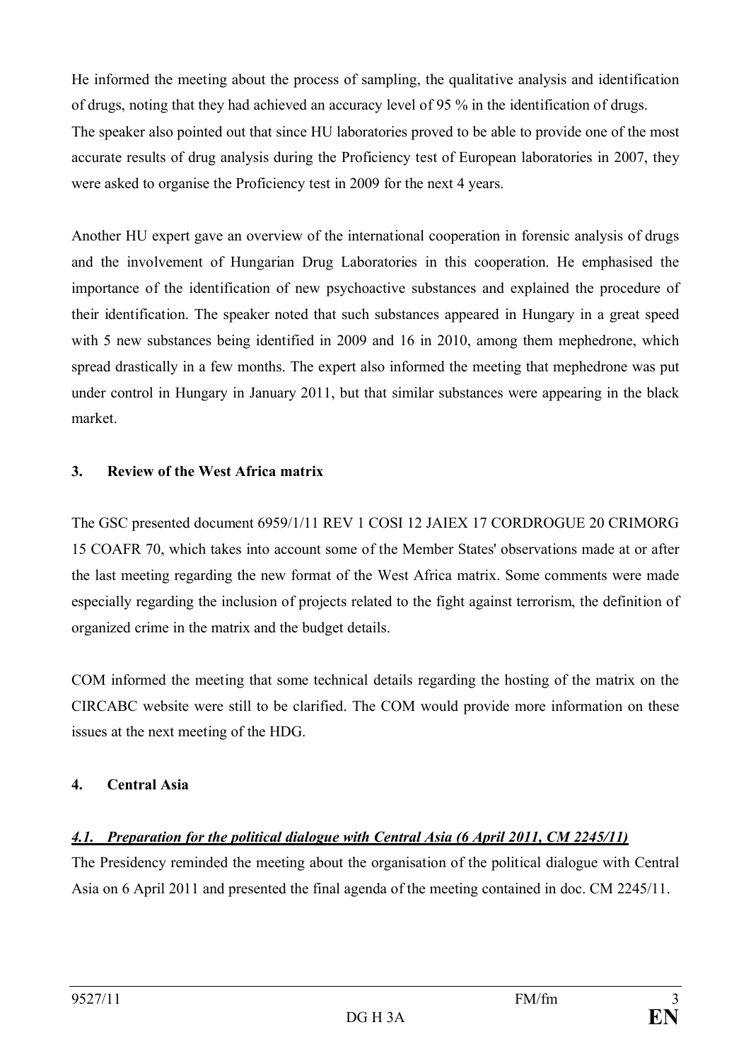He informed the meeting about the process of sampling, the qualitative analysis and identification of drugs, noting that they had achieved an accuracy level of 95 % in the identification of drugs. The speaker also pointed out that since HU laboratories proved to be able to provide one of the most accurate results of drug analysis during the Proficiency test of European laboratories in 2007, they were asked to organise the Proficiency test in 2009 for the next 4 years.

Another HU expert gave an overview of the international cooperation in forensic analysis of drugs and the involvement of Hungarian Drug Laboratories in this cooperation. He emphasised the importance of the identification of new psychoactive substances and explained the procedure of their identification. The speaker noted that such substances appeared in Hungary in a great speed with 5 new substances being identified in 2009 and 16 in 2010, among them mephedrone, which spread drastically in a few months. The expert also informed the meeting that mephedrone was put under control in Hungary in January 2011, but that similar substances were appearing in the black market.

## 3. Review of the West Africa matrix

The GSC presented document 6959/1/11 REV 1 COSI 12 JAIEX 17 CORDROGUE 20 CRIMORG 15 COAFR 70, which takes into account some of the Member States' observations made at or after the last meeting regarding the new format of the West Africa matrix. Some comments were made especially regarding the inclusion of projects related to the fight against terrorism, the definition of organized crime in the matrix and the budget details.

COM informed the meeting that some technical details regarding the hosting of the matrix on the CIRCABC website were still to be clarified. The COM would provide more information on these issues at the next meeting of the HDG.

## 4. Central Asia

### ***4.1. Preparation for the political dialogue with Central Asia (6 April 2011, CM 2245/11)***

The Presidency reminded the meeting about the organisation of the political dialogue with Central Asia on 6 April 2011 and presented the final agenda of the meeting contained in doc. CM 2245/11.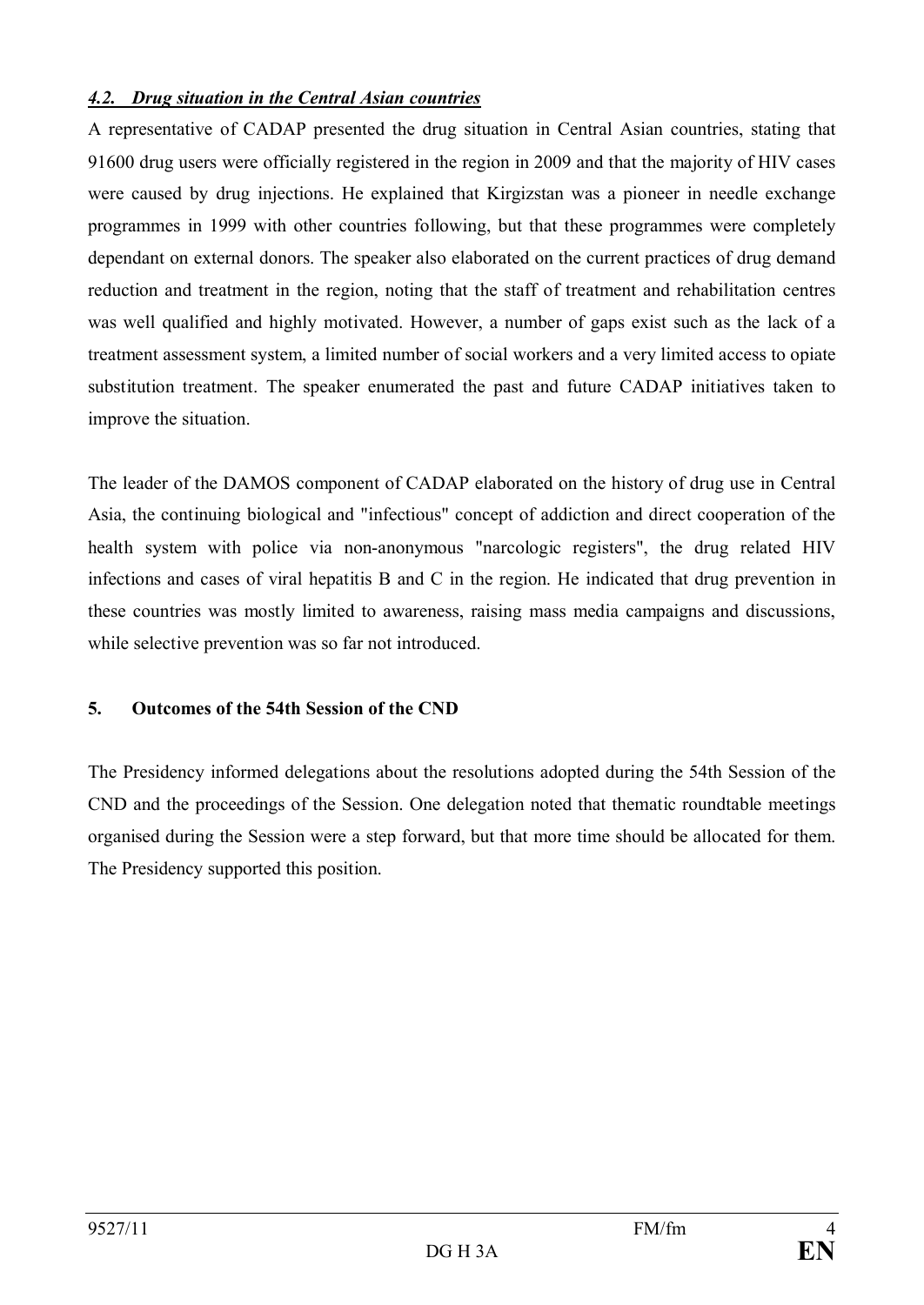### *4.2. Drug situation in the Central Asian countries*

A representative of CADAP presented the drug situation in Central Asian countries, stating that 91600 drug users were officially registered in the region in 2009 and that the majority of HIV cases were caused by drug injections. He explained that Kirgizstan was a pioneer in needle exchange programmes in 1999 with other countries following, but that these programmes were completely dependant on external donors. The speaker also elaborated on the current practices of drug demand reduction and treatment in the region, noting that the staff of treatment and rehabilitation centres was well qualified and highly motivated. However, a number of gaps exist such as the lack of a treatment assessment system, a limited number of social workers and a very limited access to opiate substitution treatment. The speaker enumerated the past and future CADAP initiatives taken to improve the situation.

The leader of the DAMOS component of CADAP elaborated on the history of drug use in Central Asia, the continuing biological and "infectious" concept of addiction and direct cooperation of the health system with police via non-anonymous "narcologic registers", the drug related HIV infections and cases of viral hepatitis B and C in the region. He indicated that drug prevention in these countries was mostly limited to awareness, raising mass media campaigns and discussions, while selective prevention was so far not introduced.

## 5. Outcomes of the 54th Session of the CND

The Presidency informed delegations about the resolutions adopted during the 54th Session of the CND and the proceedings of the Session. One delegation noted that thematic roundtable meetings organised during the Session were a step forward, but that more time should be allocated for them. The Presidency supported this position.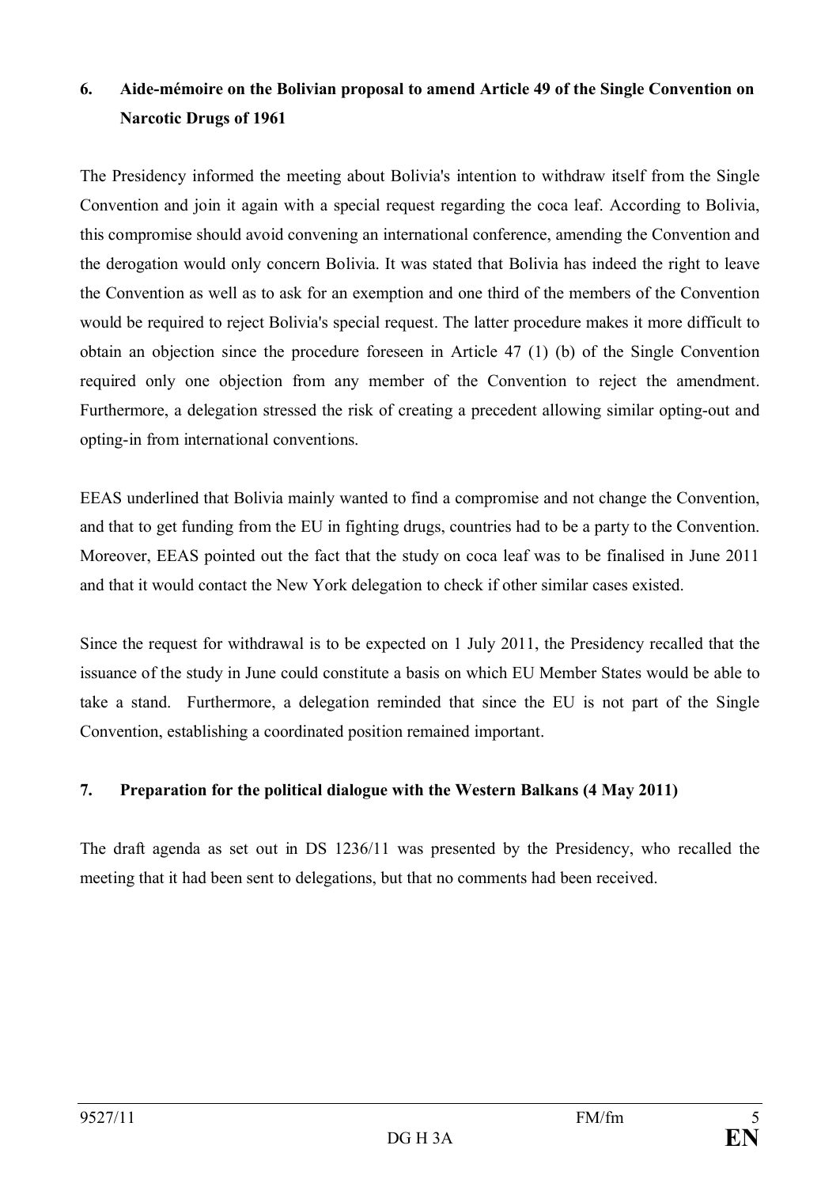## 6. Aide-mémoire on the Bolivian proposal to amend Article 49 of the Single Convention on Narcotic Drugs of 1961

The Presidency informed the meeting about Bolivia's intention to withdraw itself from the Single Convention and join it again with a special request regarding the coca leaf. According to Bolivia, this compromise should avoid convening an international conference, amending the Convention and the derogation would only concern Bolivia. It was stated that Bolivia has indeed the right to leave the Convention as well as to ask for an exemption and one third of the members of the Convention would be required to reject Bolivia's special request. The latter procedure makes it more difficult to obtain an objection since the procedure foreseen in Article 47 (1) (b) of the Single Convention required only one objection from any member of the Convention to reject the amendment. Furthermore, a delegation stressed the risk of creating a precedent allowing similar opting-out and opting-in from international conventions.

EEAS underlined that Bolivia mainly wanted to find a compromise and not change the Convention, and that to get funding from the EU in fighting drugs, countries had to be a party to the Convention. Moreover, EEAS pointed out the fact that the study on coca leaf was to be finalised in June 2011 and that it would contact the New York delegation to check if other similar cases existed.

Since the request for withdrawal is to be expected on 1 July 2011, the Presidency recalled that the issuance of the study in June could constitute a basis on which EU Member States would be able to take a stand. Furthermore, a delegation reminded that since the EU is not part of the Single Convention, establishing a coordinated position remained important.

## 7. Preparation for the political dialogue with the Western Balkans (4 May 2011)

The draft agenda as set out in DS 1236/11 was presented by the Presidency, who recalled the meeting that it had been sent to delegations, but that no comments had been received.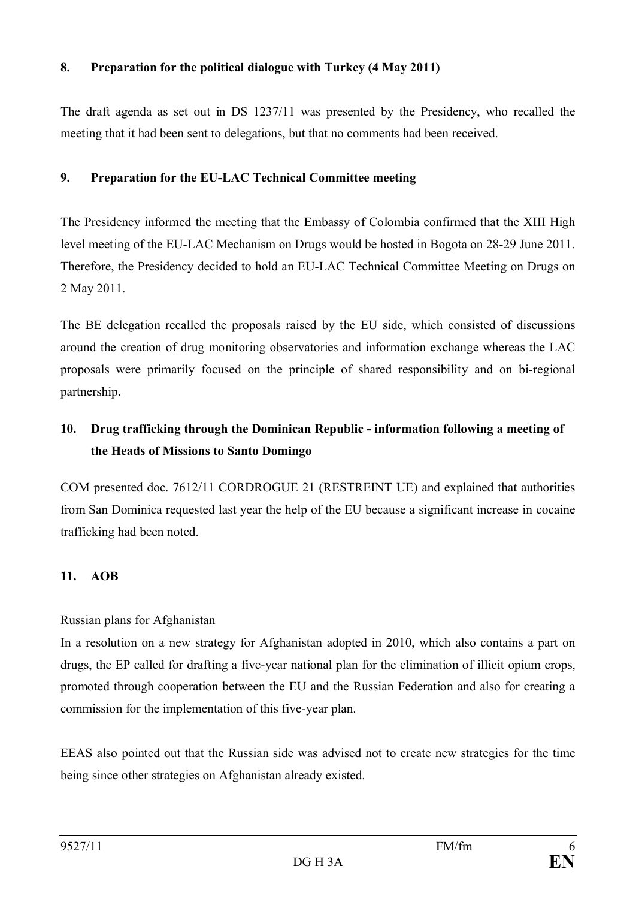**8. Preparation for the political dialogue with Turkey (4 May 2011)**

The draft agenda as set out in DS 1237/11 was presented by the Presidency, who recalled the meeting that it had been sent to delegations, but that no comments had been received.

**9. Preparation for the EU-LAC Technical Committee meeting**

The Presidency informed the meeting that the Embassy of Colombia confirmed that the XIII High level meeting of the EU-LAC Mechanism on Drugs would be hosted in Bogota on 28-29 June 2011. Therefore, the Presidency decided to hold an EU-LAC Technical Committee Meeting on Drugs on 2 May 2011.

The BE delegation recalled the proposals raised by the EU side, which consisted of discussions around the creation of drug monitoring observatories and information exchange whereas the LAC proposals were primarily focused on the principle of shared responsibility and on bi-regional partnership.

**10. Drug trafficking through the Dominican Republic - information following a meeting of the Heads of Missions to Santo Domingo**

COM presented doc. 7612/11 CORDROGUE 21 (RESTREINT UE) and explained that authorities from San Dominica requested last year the help of the EU because a significant increase in cocaine trafficking had been noted.

**11. AOB**

Russian plans for Afghanistan

In a resolution on a new strategy for Afghanistan adopted in 2010, which also contains a part on drugs, the EP called for drafting a five-year national plan for the elimination of illicit opium crops, promoted through cooperation between the EU and the Russian Federation and also for creating a commission for the implementation of this five-year plan.

EEAS also pointed out that the Russian side was advised not to create new strategies for the time being since other strategies on Afghanistan already existed.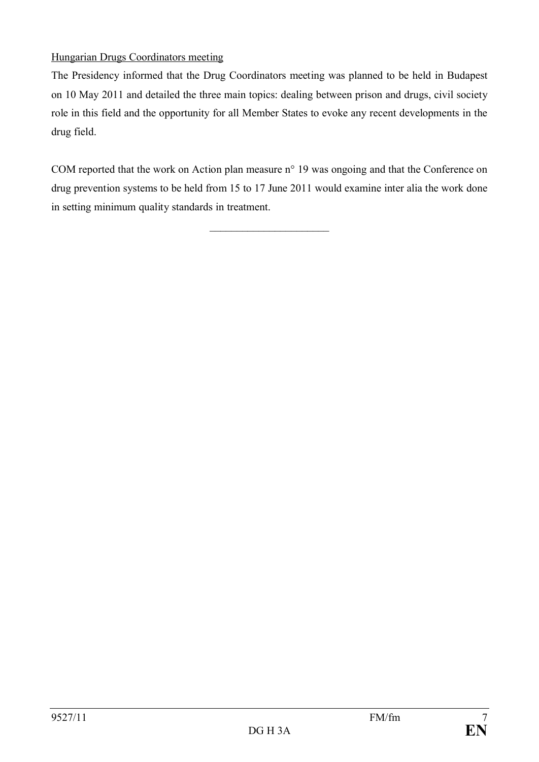<u>Hungarian Drugs Coordinators meeting</u>

The Presidency informed that the Drug Coordinators meeting was planned to be held in Budapest on 10 May 2011 and detailed the three main topics: dealing between prison and drugs, civil society role in this field and the opportunity for all Member States to evoke any recent developments in the drug field.

COM reported that the work on Action plan measure n° 19 was ongoing and that the Conference on drug prevention systems to be held from 15 to 17 June 2011 would examine inter alia the work done in setting minimum quality standards in treatment.

---